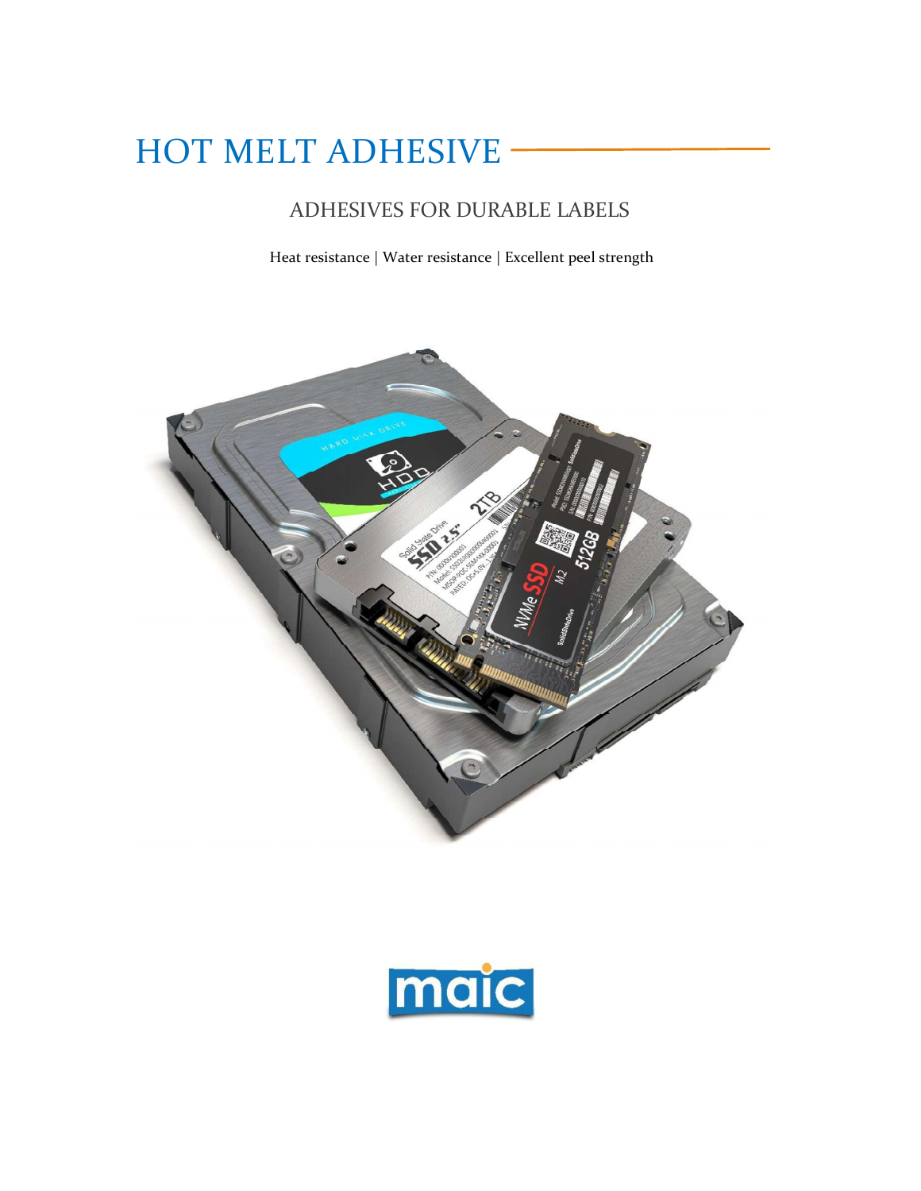# HOT MELT ADHESIVE

## ADHESIVES FOR DURABLE LABELS

Heat resistance | Water resistance | Excellent peel strength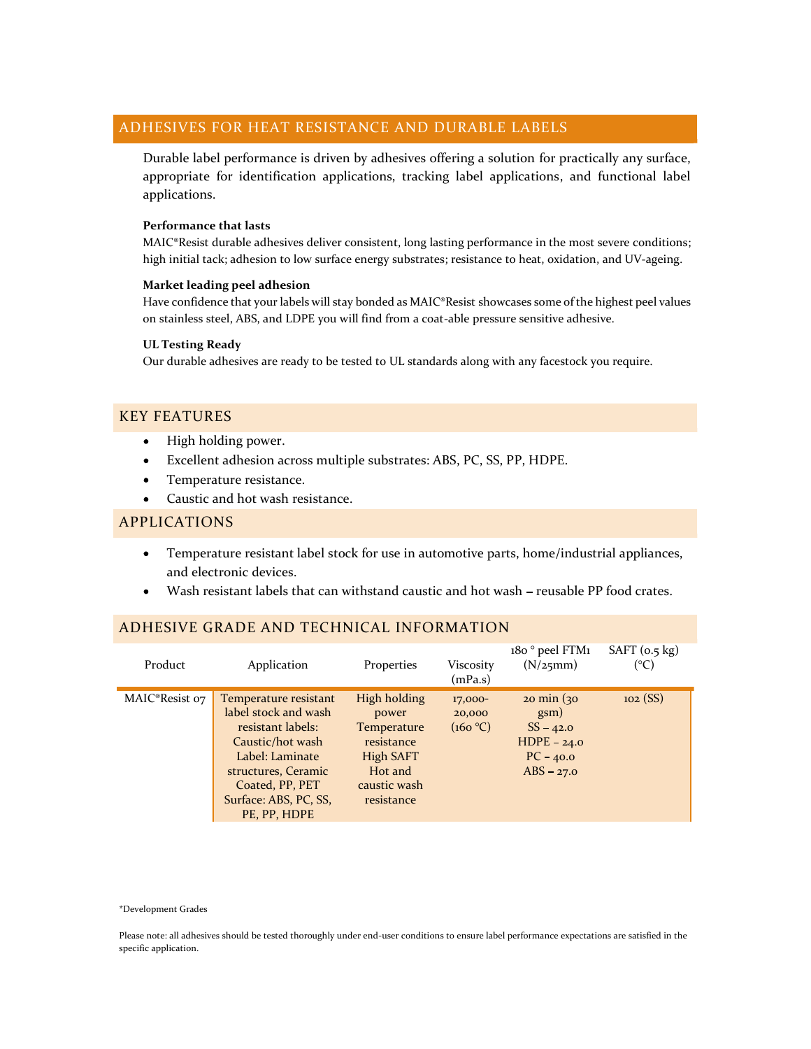## ADHESIVES FOR HEAT RESISTANCE AND DURABLE LABELS

Durable label performance is driven by adhesives offering a solution for practically any surface, appropriate for identification applications, tracking label applications, and functional label applications.

**Performance that lasts**

MAIC®Resist durable adhesives deliver consistent, long lasting performance in the most severe conditions; high initial tack; adhesion to low surface energy substrates; resistance to heat, oxidation, and UV-ageing.

**Market leading peel adhesion**

Have confidence that your labels will stay bonded as MAIC®Resist showcases some of the highest peel values on stainless steel, ABS, and LDPE you will find from a coat-able pressure sensitive adhesive.

**UL Testing Ready**

Our durable adhesives are ready to be tested to UL standards along with any facestock you require.

## KEY FEATURES

- High holding power.
- Excellent adhesion across multiple substrates: ABS, PC, SS, PP, HDPE.
- Temperature resistance.
- Caustic and hot wash resistance.

## APPLICATIONS

- Temperature resistant label stock for use in automotive parts, home/industrial appliances, and electronic devices.
- Wash resistant labels that can withstand caustic and hot wash – reusable PP food crates.

## ADHESIVE GRADE AND TECHNICAL INFORMATION

| Product | Application | Properties | Viscosity (mPa.s) | 180 ° peel FTM1 (N/25mm) | SAFT (0.5 kg) (°C) |
|---|---|---|---|---|---|
| MAIC®Resist 07 | Temperature resistant label stock and wash resistant labels: Caustic/hot wash Label: Laminate structures, Ceramic Coated, PP, PET Surface: ABS, PC, SS, PE, PP, HDPE | High holding power Temperature resistance High SAFT Hot and caustic wash resistance | 17,000-20,000 (160 °C) | 20 min (30 gsm) SS – 42.0 HDPE – 24.0 PC – 40.0 ABS – 27.0 | 102 (SS) |

*Development Grades

Please note: all adhesives should be tested thoroughly under end-user conditions to ensure label performance expectations are satisfied in the specific application.